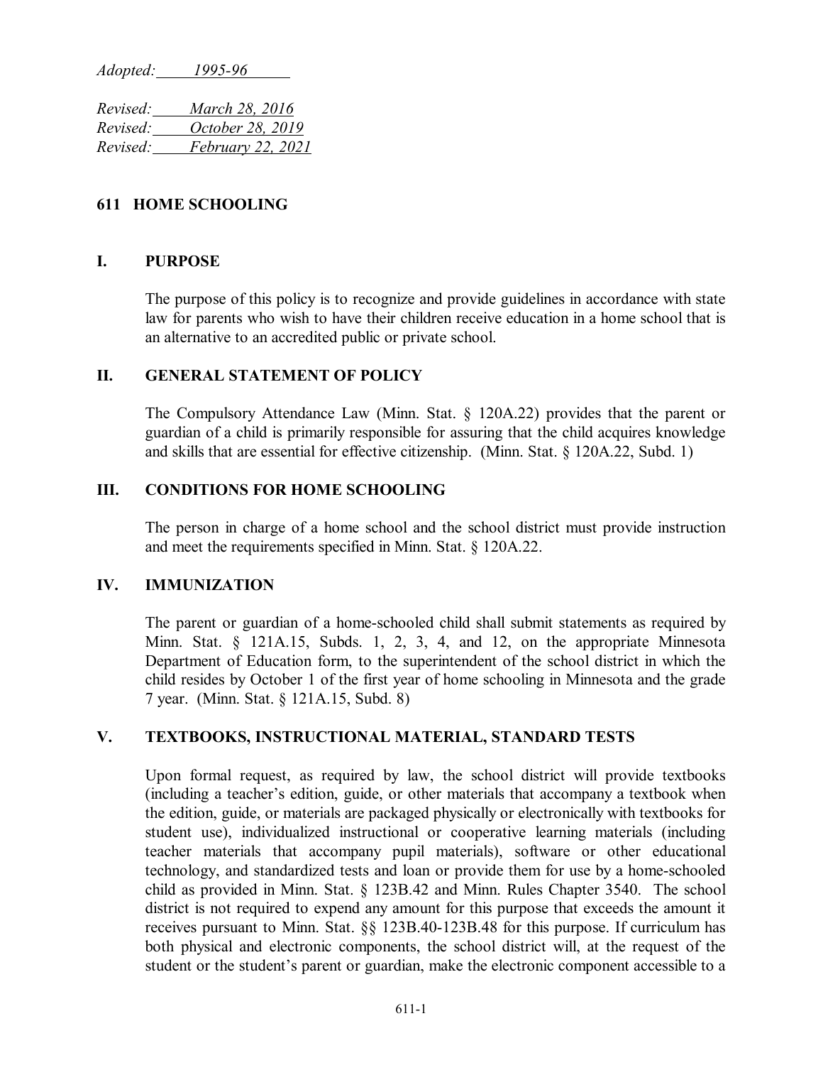*Adopted: 1995-96*

*Revised: March 28, 2016*
*Revised: October 28, 2019*
*Revised: February 22, 2021*

# 611 HOME SCHOOLING

## I. PURPOSE

The purpose of this policy is to recognize and provide guidelines in accordance with state law for parents who wish to have their children receive education in a home school that is an alternative to an accredited public or private school.

## II. GENERAL STATEMENT OF POLICY

The Compulsory Attendance Law (Minn. Stat. § 120A.22) provides that the parent or guardian of a child is primarily responsible for assuring that the child acquires knowledge and skills that are essential for effective citizenship. (Minn. Stat. § 120A.22, Subd. 1)

## III. CONDITIONS FOR HOME SCHOOLING

The person in charge of a home school and the school district must provide instruction and meet the requirements specified in Minn. Stat. § 120A.22.

## IV. IMMUNIZATION

The parent or guardian of a home-schooled child shall submit statements as required by Minn. Stat. § 121A.15, Subds. 1, 2, 3, 4, and 12, on the appropriate Minnesota Department of Education form, to the superintendent of the school district in which the child resides by October 1 of the first year of home schooling in Minnesota and the grade 7 year. (Minn. Stat. § 121A.15, Subd. 8)

## V. TEXTBOOKS, INSTRUCTIONAL MATERIAL, STANDARD TESTS

Upon formal request, as required by law, the school district will provide textbooks (including a teacher's edition, guide, or other materials that accompany a textbook when the edition, guide, or materials are packaged physically or electronically with textbooks for student use), individualized instructional or cooperative learning materials (including teacher materials that accompany pupil materials), software or other educational technology, and standardized tests and loan or provide them for use by a home-schooled child as provided in Minn. Stat. § 123B.42 and Minn. Rules Chapter 3540. The school district is not required to expend any amount for this purpose that exceeds the amount it receives pursuant to Minn. Stat. §§ 123B.40-123B.48 for this purpose. If curriculum has both physical and electronic components, the school district will, at the request of the student or the student's parent or guardian, make the electronic component accessible to a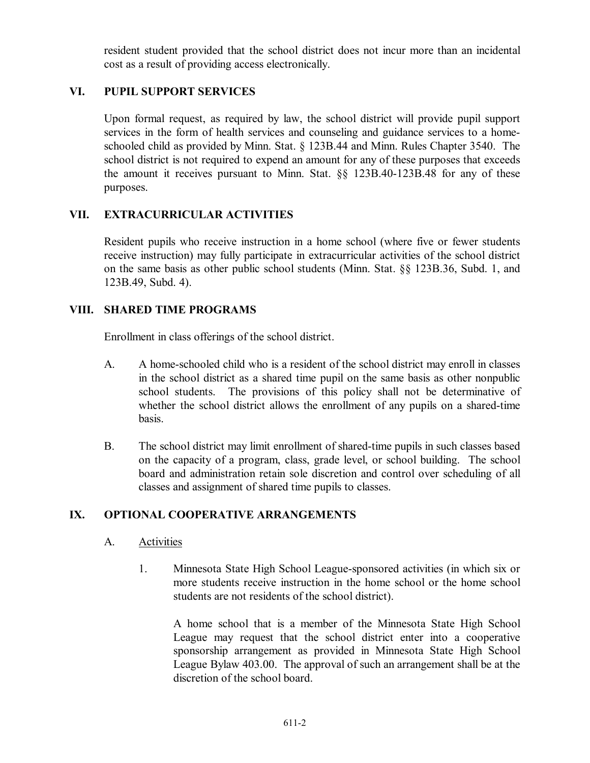resident student provided that the school district does not incur more than an incidental cost as a result of providing access electronically.

## VI. PUPIL SUPPORT SERVICES

Upon formal request, as required by law, the school district will provide pupil support services in the form of health services and counseling and guidance services to a home-schooled child as provided by Minn. Stat. § 123B.44 and Minn. Rules Chapter 3540. The school district is not required to expend an amount for any of these purposes that exceeds the amount it receives pursuant to Minn. Stat. §§ 123B.40-123B.48 for any of these purposes.

## VII. EXTRACURRICULAR ACTIVITIES

Resident pupils who receive instruction in a home school (where five or fewer students receive instruction) may fully participate in extracurricular activities of the school district on the same basis as other public school students (Minn. Stat. §§ 123B.36, Subd. 1, and 123B.49, Subd. 4).

## VIII. SHARED TIME PROGRAMS

Enrollment in class offerings of the school district.

A. A home-schooled child who is a resident of the school district may enroll in classes in the school district as a shared time pupil on the same basis as other nonpublic school students. The provisions of this policy shall not be determinative of whether the school district allows the enrollment of any pupils on a shared-time basis.

B. The school district may limit enrollment of shared-time pupils in such classes based on the capacity of a program, class, grade level, or school building. The school board and administration retain sole discretion and control over scheduling of all classes and assignment of shared time pupils to classes.

## IX. OPTIONAL COOPERATIVE ARRANGEMENTS

A. Activities

1. Minnesota State High School League-sponsored activities (in which six or more students receive instruction in the home school or the home school students are not residents of the school district).

   A home school that is a member of the Minnesota State High School League may request that the school district enter into a cooperative sponsorship arrangement as provided in Minnesota State High School League Bylaw 403.00. The approval of such an arrangement shall be at the discretion of the school board.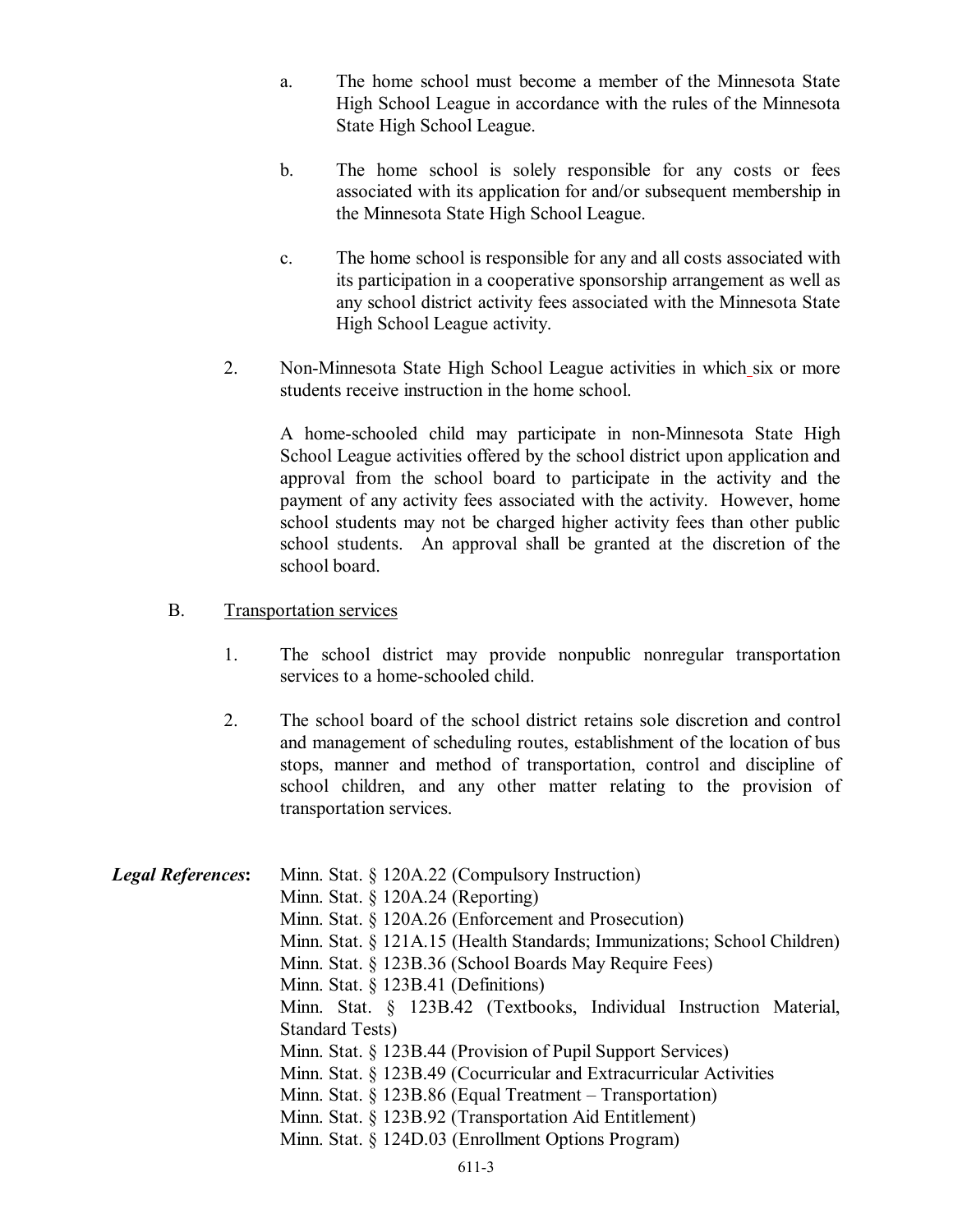a. The home school must become a member of the Minnesota State High School League in accordance with the rules of the Minnesota State High School League.

b. The home school is solely responsible for any costs or fees associated with its application for and/or subsequent membership in the Minnesota State High School League.

c. The home school is responsible for any and all costs associated with its participation in a cooperative sponsorship arrangement as well as any school district activity fees associated with the Minnesota State High School League activity.

2. Non-Minnesota State High School League activities in which six or more students receive instruction in the home school.

   A home-schooled child may participate in non-Minnesota State High School League activities offered by the school district upon application and approval from the school board to participate in the activity and the payment of any activity fees associated with the activity. However, home school students may not be charged higher activity fees than other public school students. An approval shall be granted at the discretion of the school board.

B. <u>Transportation services</u>

1. The school district may provide nonpublic nonregular transportation services to a home-schooled child.

2. The school board of the school district retains sole discretion and control and management of scheduling routes, establishment of the location of bus stops, manner and method of transportation, control and discipline of school children, and any other matter relating to the provision of transportation services.

***Legal References*:**
Minn. Stat. § 120A.22 (Compulsory Instruction)
Minn. Stat. § 120A.24 (Reporting)
Minn. Stat. § 120A.26 (Enforcement and Prosecution)
Minn. Stat. § 121A.15 (Health Standards; Immunizations; School Children)
Minn. Stat. § 123B.36 (School Boards May Require Fees)
Minn. Stat. § 123B.41 (Definitions)
Minn. Stat. § 123B.42 (Textbooks, Individual Instruction Material, Standard Tests)
Minn. Stat. § 123B.44 (Provision of Pupil Support Services)
Minn. Stat. § 123B.49 (Cocurricular and Extracurricular Activities
Minn. Stat. § 123B.86 (Equal Treatment – Transportation)
Minn. Stat. § 123B.92 (Transportation Aid Entitlement)
Minn. Stat. § 124D.03 (Enrollment Options Program)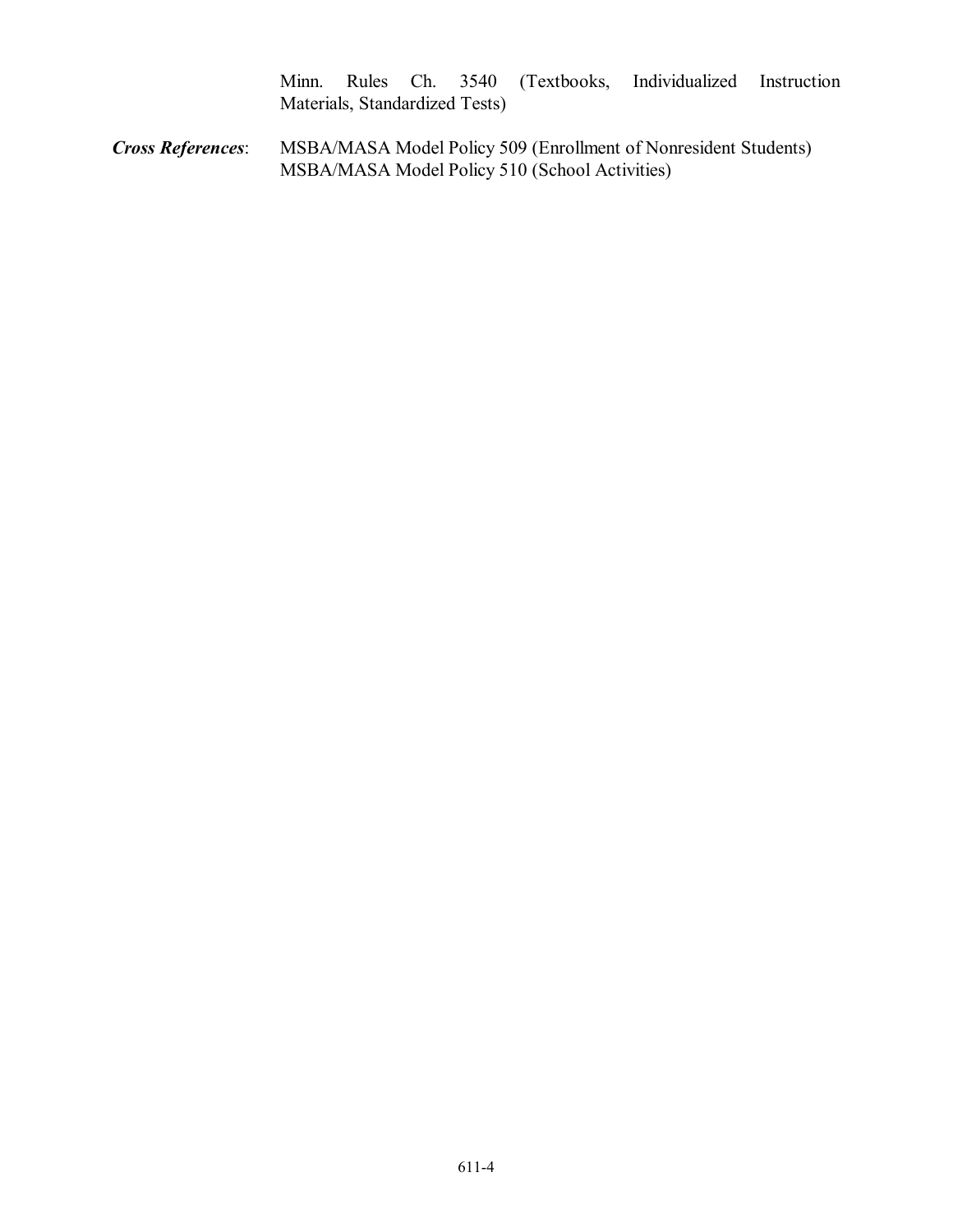Minn. Rules Ch. 3540 (Textbooks, Individualized Instruction Materials, Standardized Tests)

***Cross References***: MSBA/MASA Model Policy 509 (Enrollment of Nonresident Students)
MSBA/MASA Model Policy 510 (School Activities)